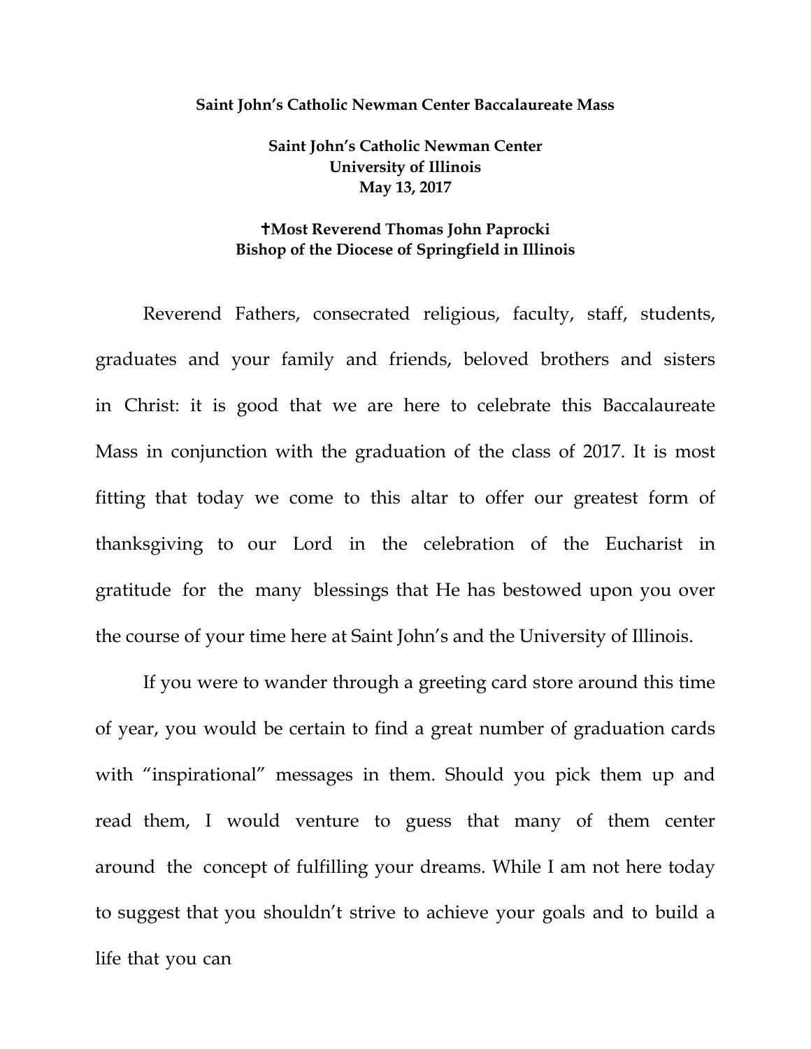**Saint John's Catholic Newman Center Baccalaureate Mass**

**Saint John's Catholic Newman Center**
**University of Illinois**
**May 13, 2017**

**✝Most Reverend Thomas John Paprocki**
**Bishop of the Diocese of Springfield in Illinois**

Reverend Fathers, consecrated religious, faculty, staff, students, graduates and your family and friends, beloved brothers and sisters in Christ: it is good that we are here to celebrate this Baccalaureate Mass in conjunction with the graduation of the class of 2017. It is most fitting that today we come to this altar to offer our greatest form of thanksgiving to our Lord in the celebration of the Eucharist in gratitude for the many blessings that He has bestowed upon you over the course of your time here at Saint John's and the University of Illinois.

If you were to wander through a greeting card store around this time of year, you would be certain to find a great number of graduation cards with "inspirational" messages in them. Should you pick them up and read them, I would venture to guess that many of them center around the concept of fulfilling your dreams. While I am not here today to suggest that you shouldn't strive to achieve your goals and to build a life that you can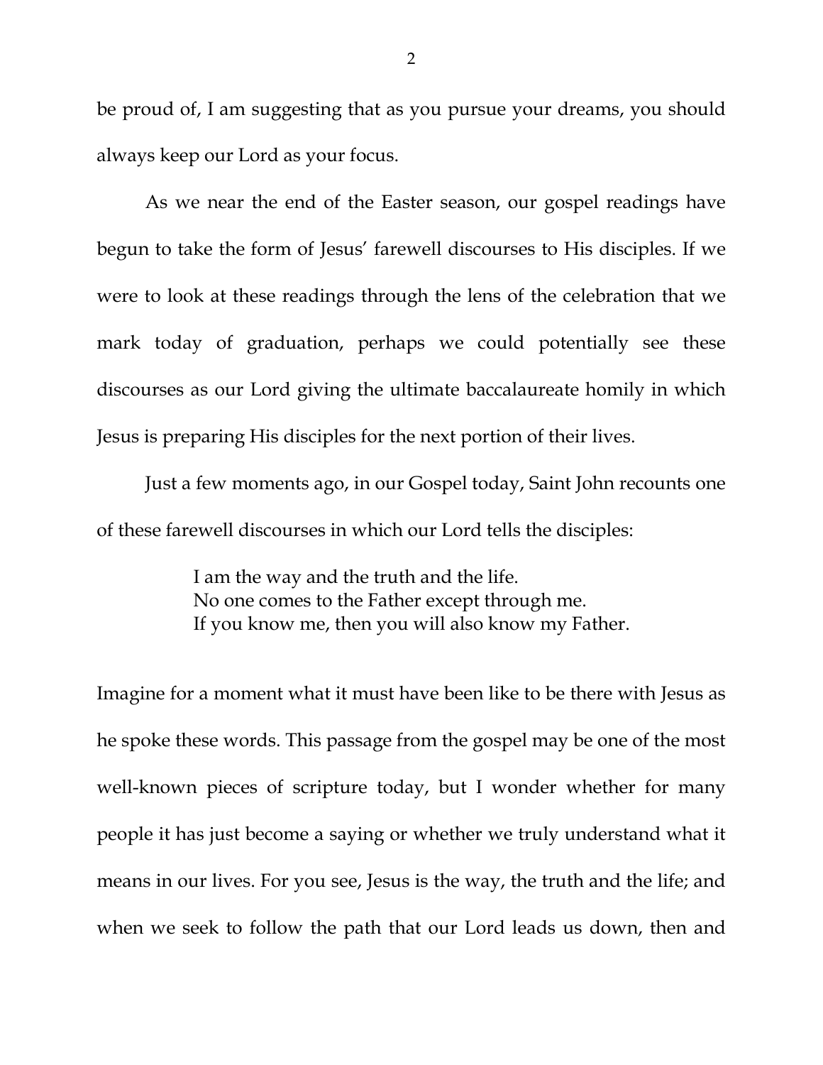be proud of, I am suggesting that as you pursue your dreams, you should always keep our Lord as your focus.

As we near the end of the Easter season, our gospel readings have begun to take the form of Jesus' farewell discourses to His disciples. If we were to look at these readings through the lens of the celebration that we mark today of graduation, perhaps we could potentially see these discourses as our Lord giving the ultimate baccalaureate homily in which Jesus is preparing His disciples for the next portion of their lives.

Just a few moments ago, in our Gospel today, Saint John recounts one of these farewell discourses in which our Lord tells the disciples:

> I am the way and the truth and the life.
> No one comes to the Father except through me.
> If you know me, then you will also know my Father.

Imagine for a moment what it must have been like to be there with Jesus as he spoke these words. This passage from the gospel may be one of the most well-known pieces of scripture today, but I wonder whether for many people it has just become a saying or whether we truly understand what it means in our lives. For you see, Jesus is the way, the truth and the life; and when we seek to follow the path that our Lord leads us down, then and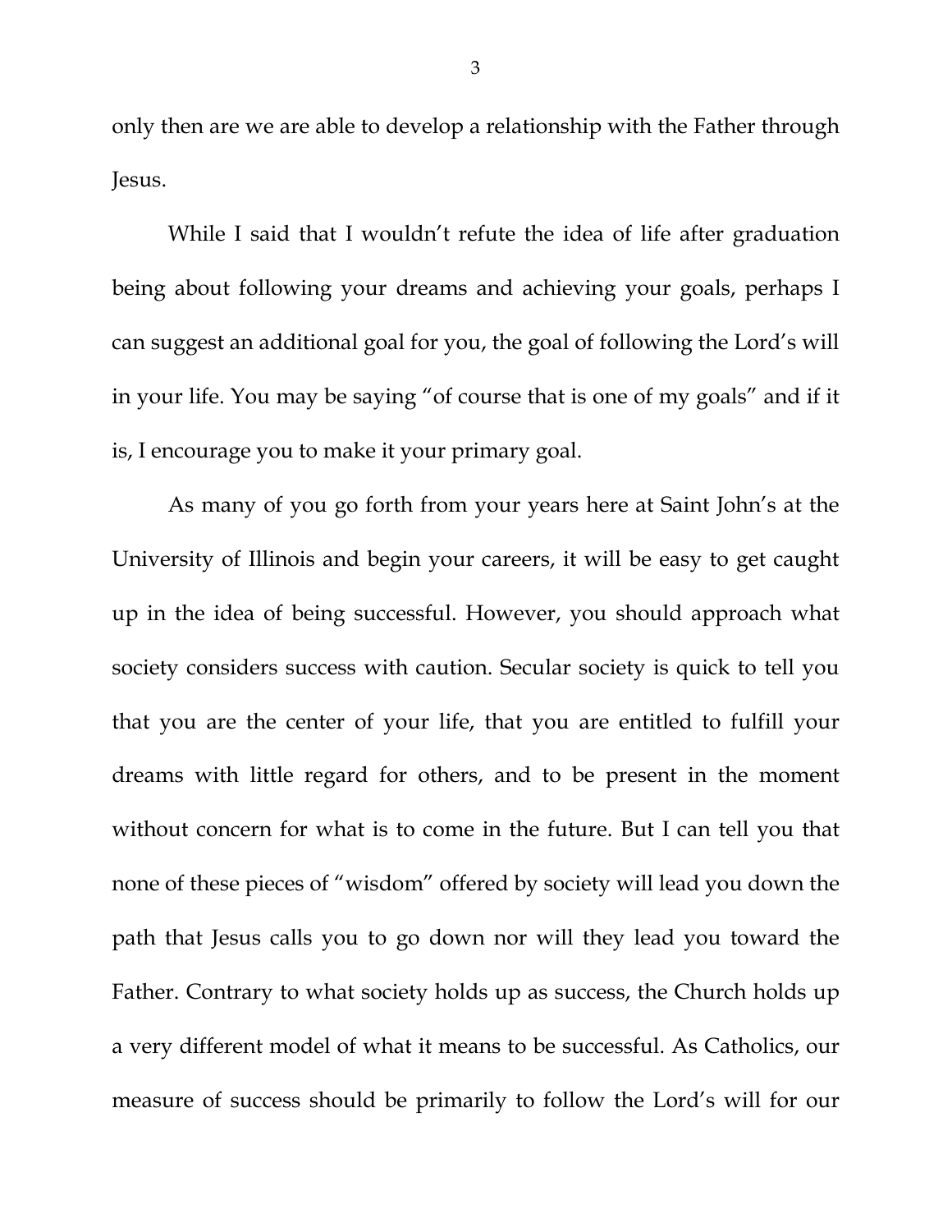only then are we are able to develop a relationship with the Father through Jesus.

While I said that I wouldn't refute the idea of life after graduation being about following your dreams and achieving your goals, perhaps I can suggest an additional goal for you, the goal of following the Lord's will in your life. You may be saying "of course that is one of my goals" and if it is, I encourage you to make it your primary goal.

As many of you go forth from your years here at Saint John's at the University of Illinois and begin your careers, it will be easy to get caught up in the idea of being successful. However, you should approach what society considers success with caution. Secular society is quick to tell you that you are the center of your life, that you are entitled to fulfill your dreams with little regard for others, and to be present in the moment without concern for what is to come in the future. But I can tell you that none of these pieces of "wisdom" offered by society will lead you down the path that Jesus calls you to go down nor will they lead you toward the Father. Contrary to what society holds up as success, the Church holds up a very different model of what it means to be successful. As Catholics, our measure of success should be primarily to follow the Lord's will for our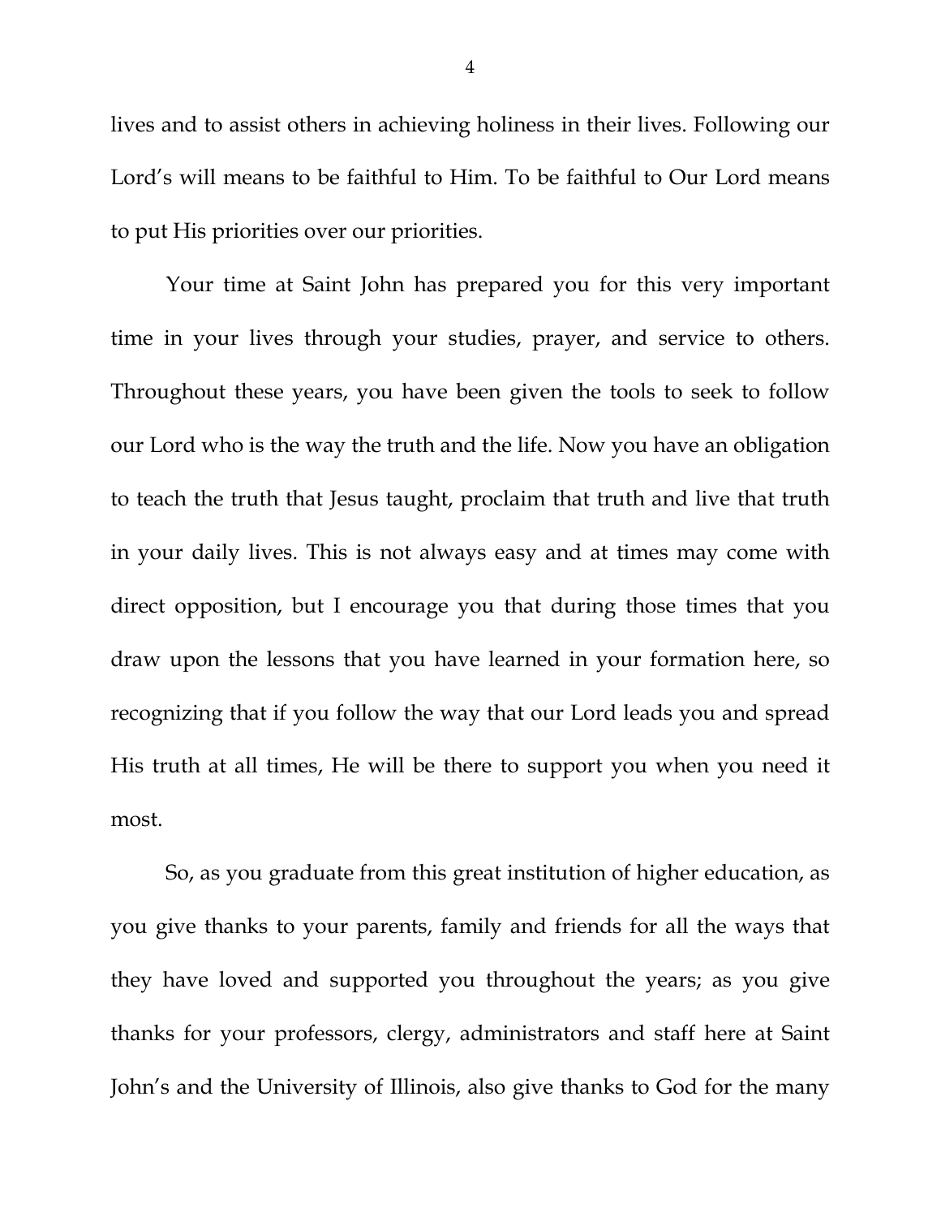lives and to assist others in achieving holiness in their lives. Following our Lord's will means to be faithful to Him. To be faithful to Our Lord means to put His priorities over our priorities.

Your time at Saint John has prepared you for this very important time in your lives through your studies, prayer, and service to others. Throughout these years, you have been given the tools to seek to follow our Lord who is the way the truth and the life. Now you have an obligation to teach the truth that Jesus taught, proclaim that truth and live that truth in your daily lives. This is not always easy and at times may come with direct opposition, but I encourage you that during those times that you draw upon the lessons that you have learned in your formation here, so recognizing that if you follow the way that our Lord leads you and spread His truth at all times, He will be there to support you when you need it most.

So, as you graduate from this great institution of higher education, as you give thanks to your parents, family and friends for all the ways that they have loved and supported you throughout the years; as you give thanks for your professors, clergy, administrators and staff here at Saint John's and the University of Illinois, also give thanks to God for the many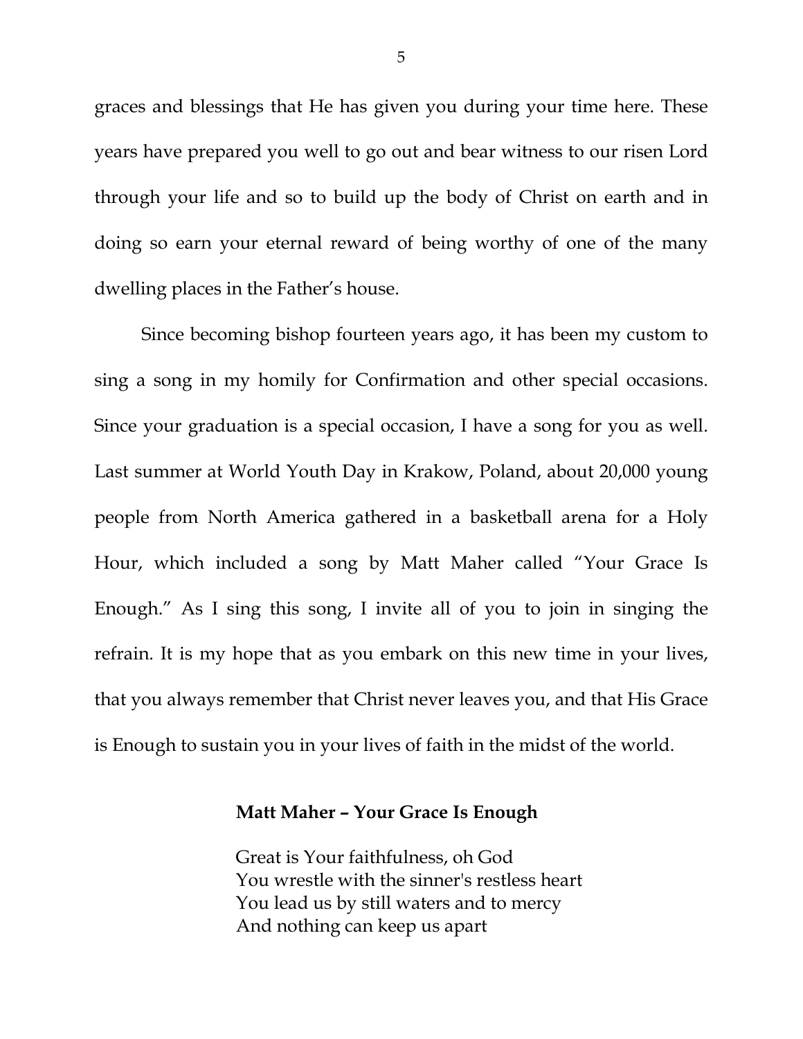graces and blessings that He has given you during your time here. These years have prepared you well to go out and bear witness to our risen Lord through your life and so to build up the body of Christ on earth and in doing so earn your eternal reward of being worthy of one of the many dwelling places in the Father's house.

Since becoming bishop fourteen years ago, it has been my custom to sing a song in my homily for Confirmation and other special occasions. Since your graduation is a special occasion, I have a song for you as well. Last summer at World Youth Day in Krakow, Poland, about 20,000 young people from North America gathered in a basketball arena for a Holy Hour, which included a song by Matt Maher called "Your Grace Is Enough." As I sing this song, I invite all of you to join in singing the refrain. It is my hope that as you embark on this new time in your lives, that you always remember that Christ never leaves you, and that His Grace is Enough to sustain you in your lives of faith in the midst of the world.

**Matt Maher – Your Grace Is Enough**

Great is Your faithfulness, oh God
You wrestle with the sinner's restless heart
You lead us by still waters and to mercy
And nothing can keep us apart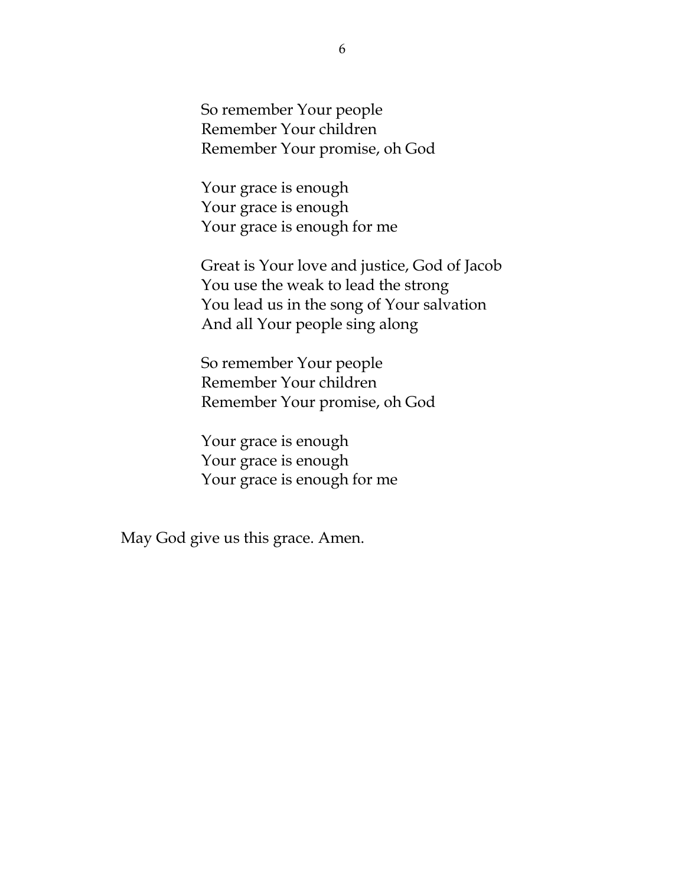So remember Your people
Remember Your children
Remember Your promise, oh God

Your grace is enough
Your grace is enough
Your grace is enough for me

Great is Your love and justice, God of Jacob
You use the weak to lead the strong
You lead us in the song of Your salvation
And all Your people sing along

So remember Your people
Remember Your children
Remember Your promise, oh God

Your grace is enough
Your grace is enough
Your grace is enough for me

May God give us this grace. Amen.